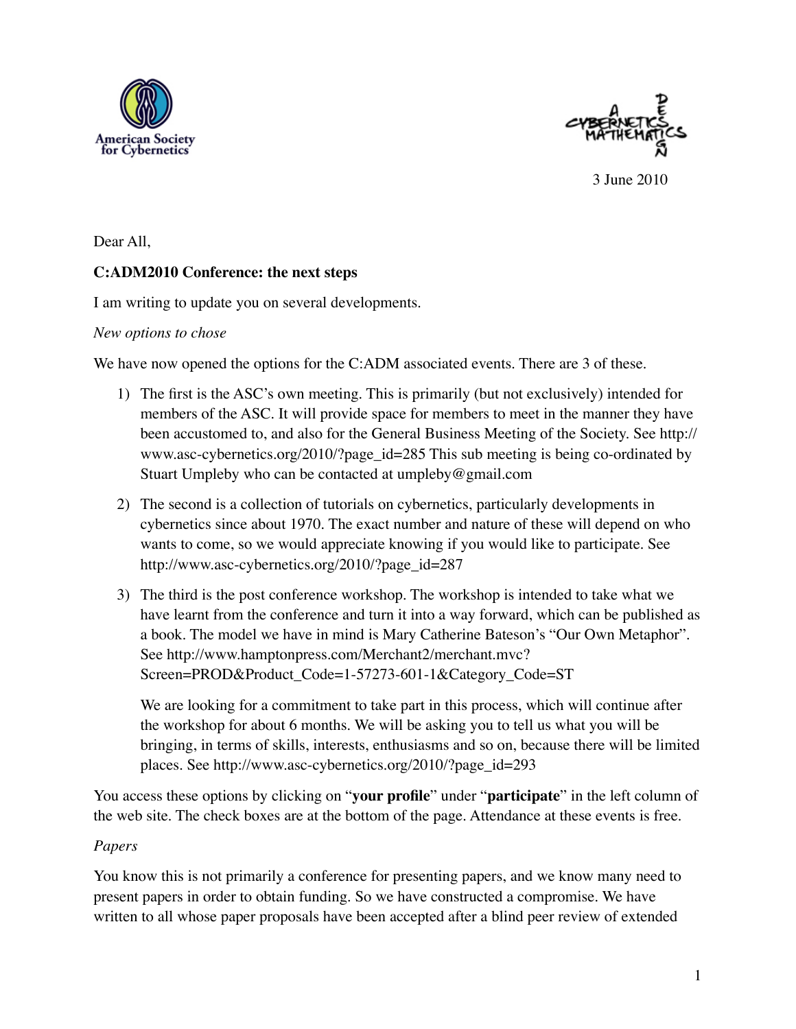American Society for Cybernetics

3 June 2010

Dear All,

**C:ADM2010 Conference: the next steps**

I am writing to update you on several developments.

*New options to chose*

We have now opened the options for the C:ADM associated events. There are 3 of these.

1) The first is the ASC's own meeting. This is primarily (but not exclusively) intended for members of the ASC. It will provide space for members to meet in the manner they have been accustomed to, and also for the General Business Meeting of the Society. See http://www.asc-cybernetics.org/2010/?page_id=285 This sub meeting is being co-ordinated by Stuart Umpleby who can be contacted at umpleby@gmail.com

2) The second is a collection of tutorials on cybernetics, particularly developments in cybernetics since about 1970. The exact number and nature of these will depend on who wants to come, so we would appreciate knowing if you would like to participate. See http://www.asc-cybernetics.org/2010/?page_id=287

3) The third is the post conference workshop. The workshop is intended to take what we have learnt from the conference and turn it into a way forward, which can be published as a book. The model we have in mind is Mary Catherine Bateson's "Our Own Metaphor". See http://www.hamptonpress.com/Merchant2/merchant.mvc?Screen=PROD&Product_Code=1-57273-601-1&Category_Code=ST

   We are looking for a commitment to take part in this process, which will continue after the workshop for about 6 months. We will be asking you to tell us what you will be bringing, in terms of skills, interests, enthusiasms and so on, because there will be limited places. See http://www.asc-cybernetics.org/2010/?page_id=293

You access these options by clicking on "**your profile**" under "**participate**" in the left column of the web site. The check boxes are at the bottom of the page. Attendance at these events is free.

*Papers*

You know this is not primarily a conference for presenting papers, and we know many need to present papers in order to obtain funding. So we have constructed a compromise. We have written to all whose paper proposals have been accepted after a blind peer review of extended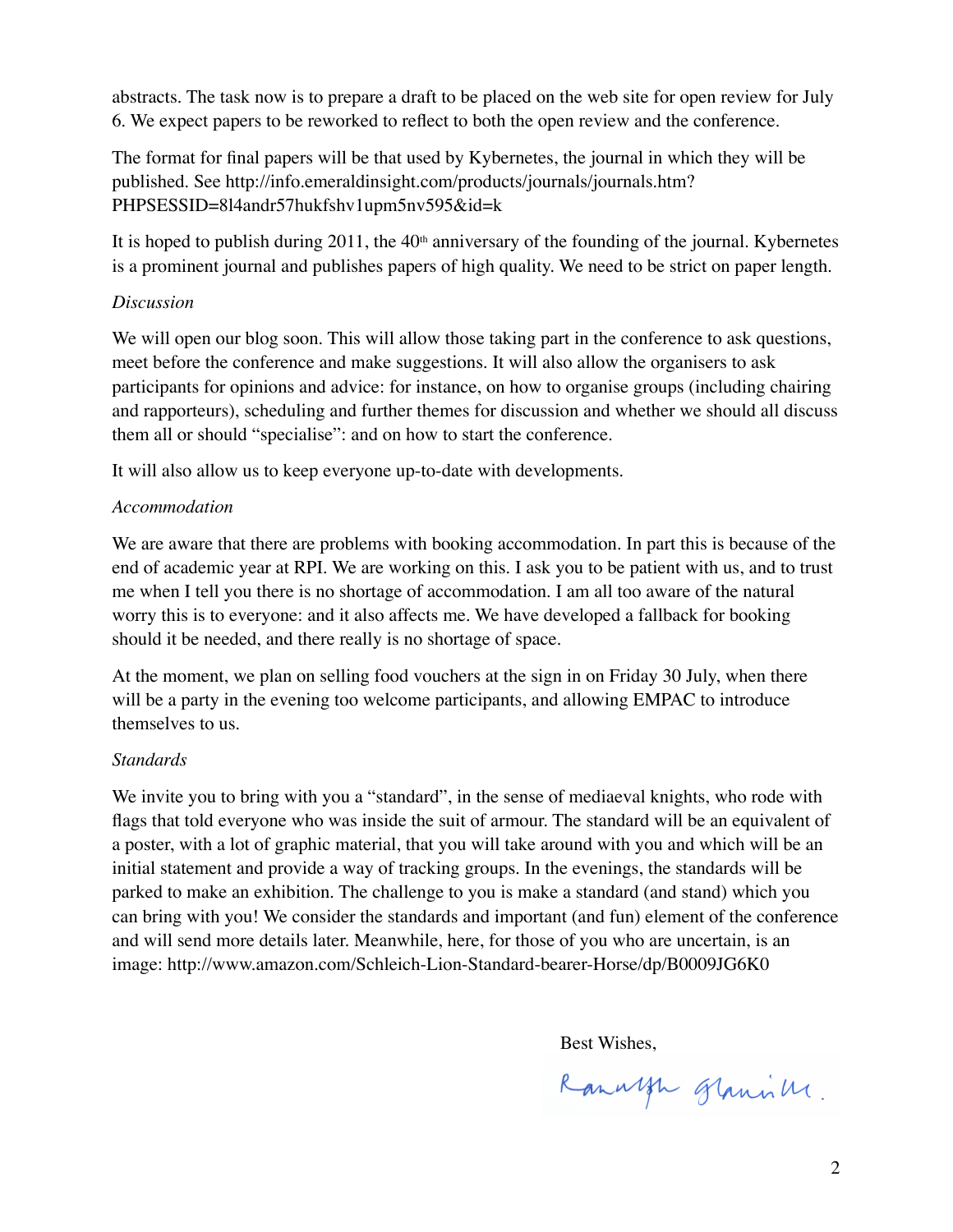abstracts. The task now is to prepare a draft to be placed on the web site for open review for July 6. We expect papers to be reworked to reflect to both the open review and the conference.

The format for final papers will be that used by Kybernetes, the journal in which they will be published. See http://info.emeraldinsight.com/products/journals/journals.htm?PHPSESSID=8l4andr57hukfshv1upm5nv595&id=k

It is hoped to publish during 2011, the 40th anniversary of the founding of the journal. Kybernetes is a prominent journal and publishes papers of high quality. We need to be strict on paper length.

*Discussion*

We will open our blog soon. This will allow those taking part in the conference to ask questions, meet before the conference and make suggestions. It will also allow the organisers to ask participants for opinions and advice: for instance, on how to organise groups (including chairing and rapporteurs), scheduling and further themes for discussion and whether we should all discuss them all or should "specialise": and on how to start the conference.

It will also allow us to keep everyone up-to-date with developments.

*Accommodation*

We are aware that there are problems with booking accommodation. In part this is because of the end of academic year at RPI. We are working on this. I ask you to be patient with us, and to trust me when I tell you there is no shortage of accommodation. I am all too aware of the natural worry this is to everyone: and it also affects me. We have developed a fallback for booking should it be needed, and there really is no shortage of space.

At the moment, we plan on selling food vouchers at the sign in on Friday 30 July, when there will be a party in the evening too welcome participants, and allowing EMPAC to introduce themselves to us.

*Standards*

We invite you to bring with you a "standard", in the sense of mediaeval knights, who rode with flags that told everyone who was inside the suit of armour. The standard will be an equivalent of a poster, with a lot of graphic material, that you will take around with you and which will be an initial statement and provide a way of tracking groups. In the evenings, the standards will be parked to make an exhibition. The challenge to you is make a standard (and stand) which you can bring with you! We consider the standards and important (and fun) element of the conference and will send more details later. Meanwhile, here, for those of you who are uncertain, is an image: http://www.amazon.com/Schleich-Lion-Standard-bearer-Horse/dp/B0009JG6K0

Best Wishes,

Ranulph Glanville.